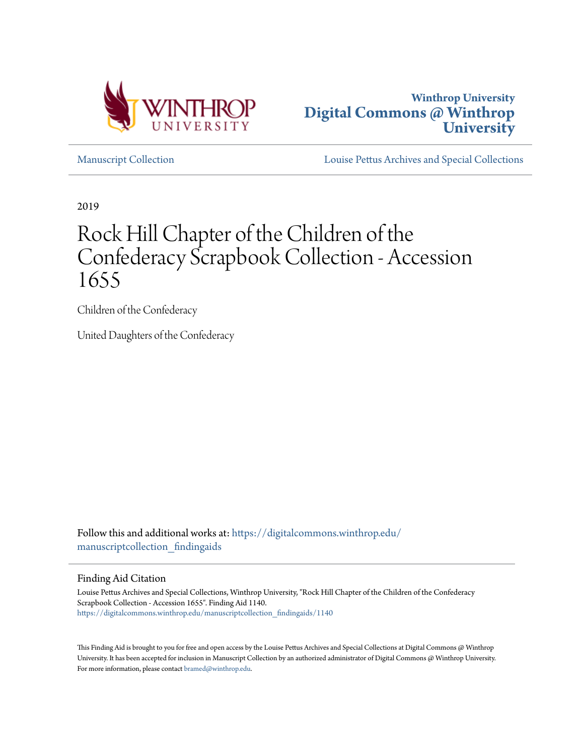Winthrop University

**Digital Commons @ Winthrop University**

Manuscript Collection

Louise Pettus Archives and Special Collections

2019

# Rock Hill Chapter of the Children of the Confederacy Scrapbook Collection - Accession 1655

Children of the Confederacy

United Daughters of the Confederacy

Follow this and additional works at: https://digitalcommons.winthrop.edu/manuscriptcollection_findingaids

## Finding Aid Citation

Louise Pettus Archives and Special Collections, Winthrop University, "Rock Hill Chapter of the Children of the Confederacy Scrapbook Collection - Accession 1655". Finding Aid 1140.
https://digitalcommons.winthrop.edu/manuscriptcollection_findingaids/1140

This Finding Aid is brought to you for free and open access by the Louise Pettus Archives and Special Collections at Digital Commons @ Winthrop University. It has been accepted for inclusion in Manuscript Collection by an authorized administrator of Digital Commons @ Winthrop University. For more information, please contact bramed@winthrop.edu.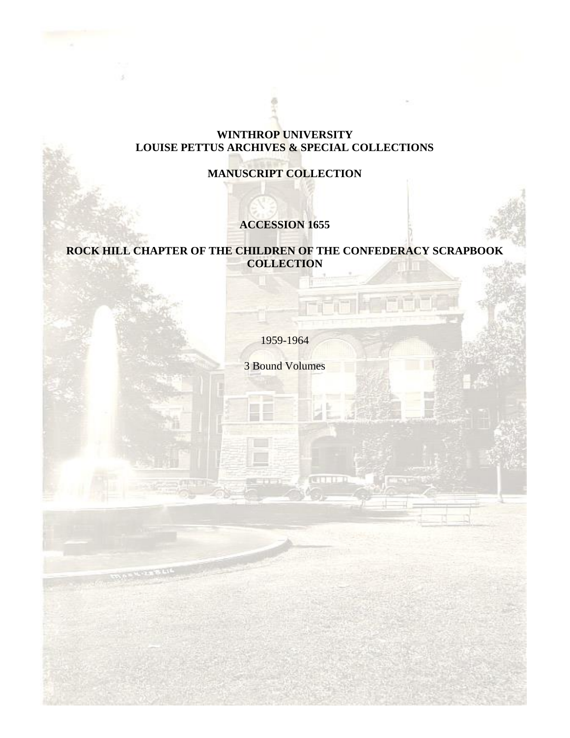**WINTHROP UNIVERSITY**
**LOUISE PETTUS ARCHIVES & SPECIAL COLLECTIONS**

**MANUSCRIPT COLLECTION**

**ACCESSION 1655**

**ROCK HILL CHAPTER OF THE CHILDREN OF THE CONFEDERACY SCRAPBOOK COLLECTION**

1959-1964

3 Bound Volumes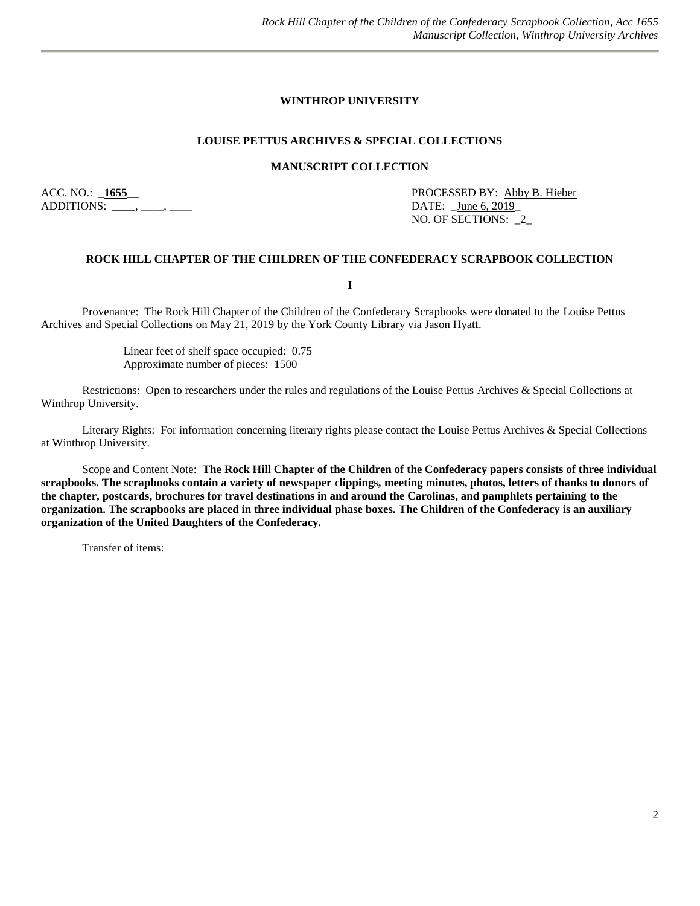**WINTHROP UNIVERSITY**

**LOUISE PETTUS ARCHIVES & SPECIAL COLLECTIONS**

**MANUSCRIPT COLLECTION**

ACC. NO.: _**1655**__ PROCESSED BY: Abby B. Hieber
ADDITIONS: ____, ____, ____ DATE: _June 6, 2019_
NO. OF SECTIONS: _2_

**ROCK HILL CHAPTER OF THE CHILDREN OF THE CONFEDERACY SCRAPBOOK COLLECTION**

**I**

Provenance: The Rock Hill Chapter of the Children of the Confederacy Scrapbooks were donated to the Louise Pettus Archives and Special Collections on May 21, 2019 by the York County Library via Jason Hyatt.

Linear feet of shelf space occupied: 0.75
Approximate number of pieces: 1500

Restrictions: Open to researchers under the rules and regulations of the Louise Pettus Archives & Special Collections at Winthrop University.

Literary Rights: For information concerning literary rights please contact the Louise Pettus Archives & Special Collections at Winthrop University.

Scope and Content Note: **The Rock Hill Chapter of the Children of the Confederacy papers consists of three individual scrapbooks. The scrapbooks contain a variety of newspaper clippings, meeting minutes, photos, letters of thanks to donors of the chapter, postcards, brochures for travel destinations in and around the Carolinas, and pamphlets pertaining to the organization. The scrapbooks are placed in three individual phase boxes. The Children of the Confederacy is an auxiliary organization of the United Daughters of the Confederacy.**

Transfer of items: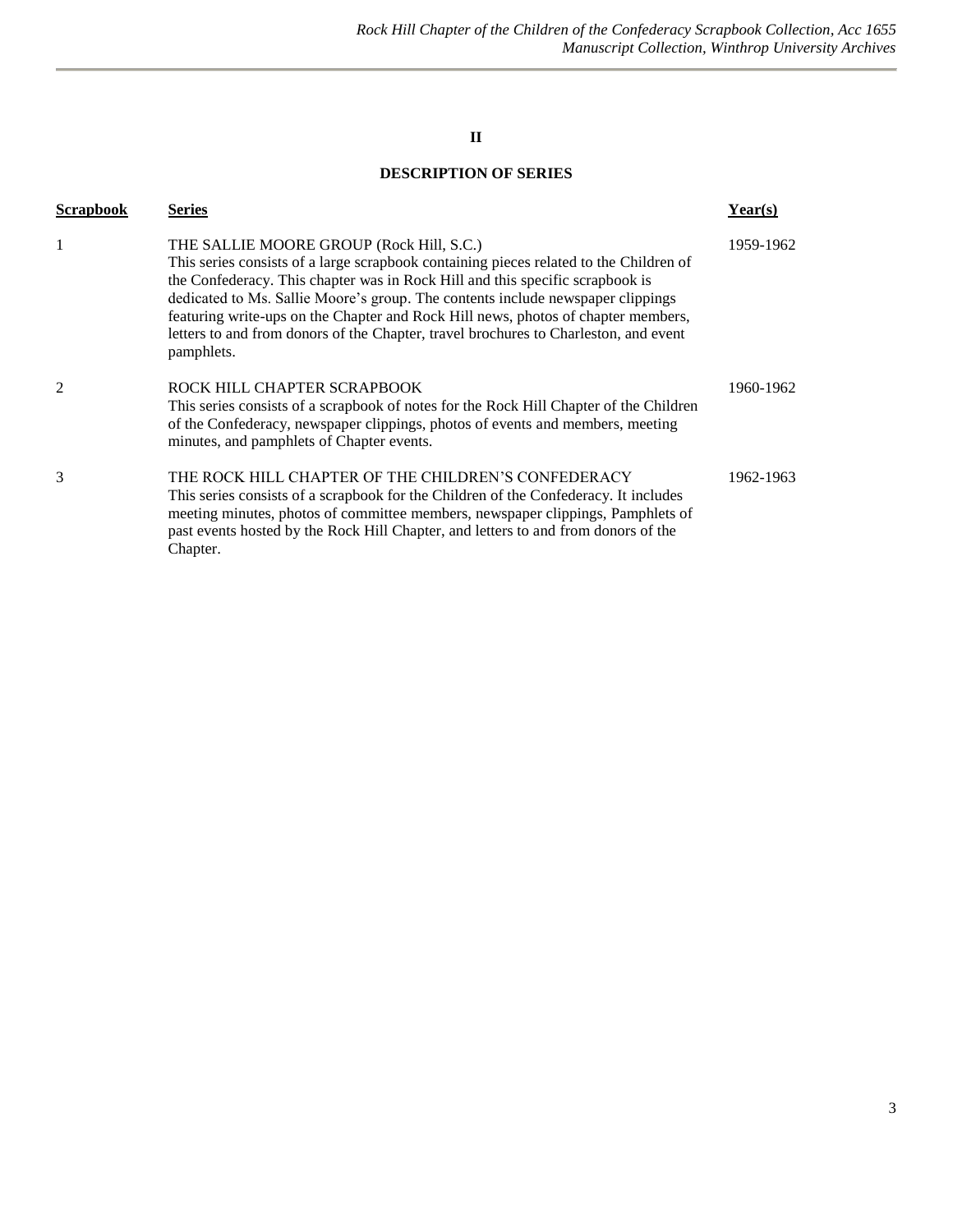## II

## DESCRIPTION OF SERIES

| **Scrapbook** | **Series** | **Year(s)** |
|---|---|---|
| 1 | THE SALLIE MOORE GROUP (Rock Hill, S.C.)<br>This series consists of a large scrapbook containing pieces related to the Children of the Confederacy. This chapter was in Rock Hill and this specific scrapbook is dedicated to Ms. Sallie Moore's group. The contents include newspaper clippings featuring write-ups on the Chapter and Rock Hill news, photos of chapter members, letters to and from donors of the Chapter, travel brochures to Charleston, and event pamphlets. | 1959-1962 |
| 2 | ROCK HILL CHAPTER SCRAPBOOK<br>This series consists of a scrapbook of notes for the Rock Hill Chapter of the Children of the Confederacy, newspaper clippings, photos of events and members, meeting minutes, and pamphlets of Chapter events. | 1960-1962 |
| 3 | THE ROCK HILL CHAPTER OF THE CHILDREN'S CONFEDERACY<br>This series consists of a scrapbook for the Children of the Confederacy. It includes meeting minutes, photos of committee members, newspaper clippings, Pamphlets of past events hosted by the Rock Hill Chapter, and letters to and from donors of the Chapter. | 1962-1963 |